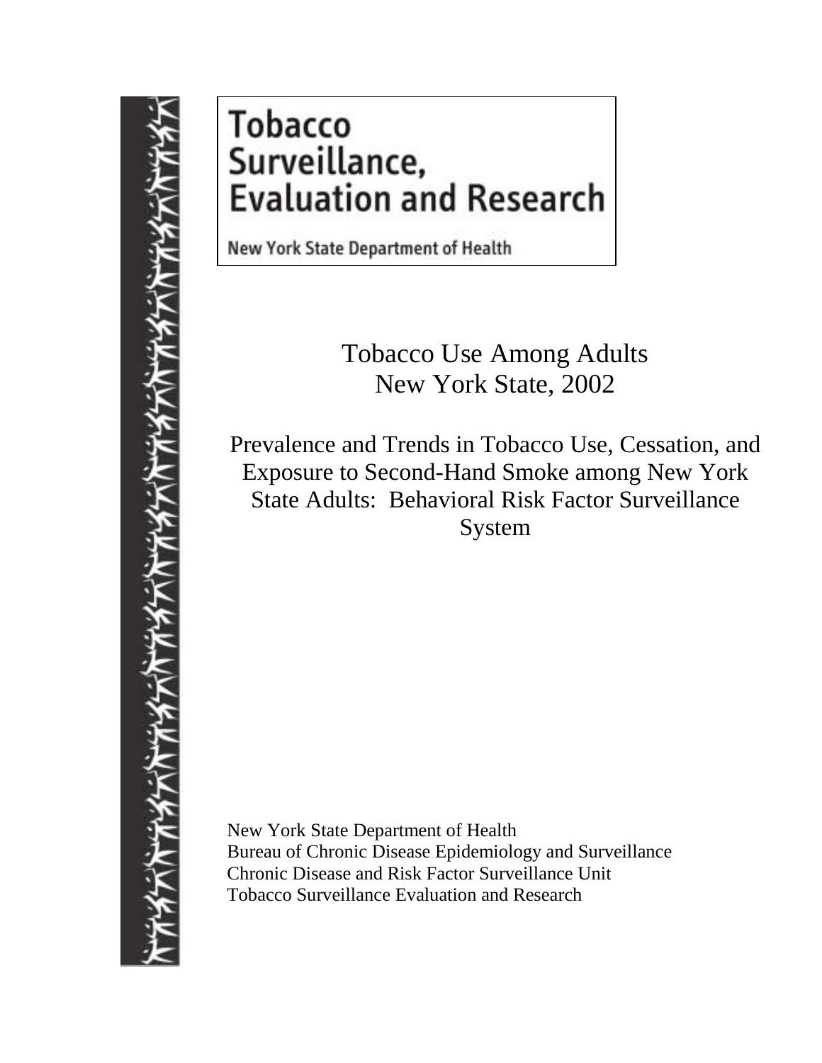# Tobacco Surveillance, Evaluation and Research

New York State Department of Health

## Tobacco Use Among Adults
## New York State, 2002

Prevalence and Trends in Tobacco Use, Cessation, and Exposure to Second-Hand Smoke among New York State Adults: Behavioral Risk Factor Surveillance System

New York State Department of Health
Bureau of Chronic Disease Epidemiology and Surveillance
Chronic Disease and Risk Factor Surveillance Unit
Tobacco Surveillance Evaluation and Research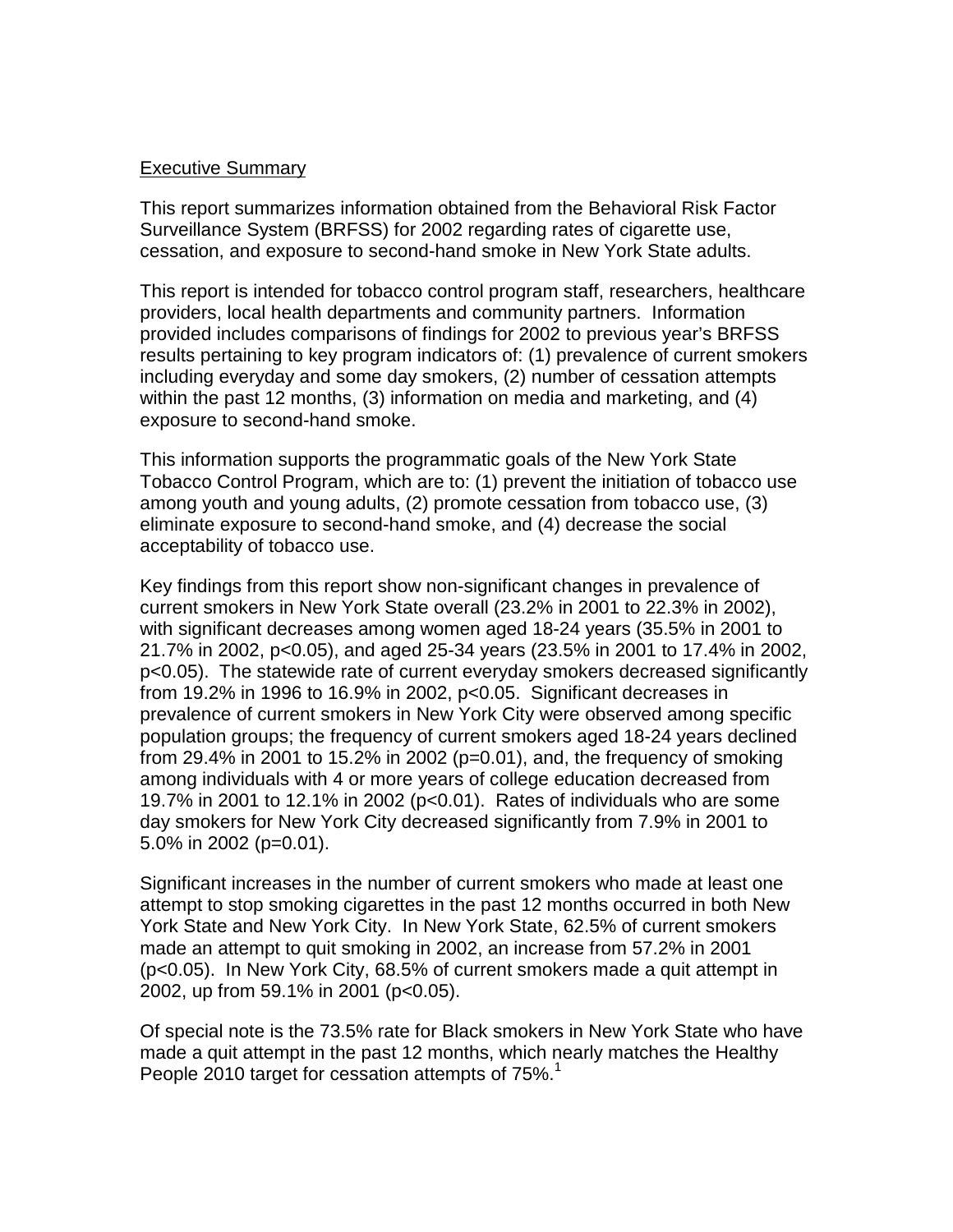## Executive Summary

This report summarizes information obtained from the Behavioral Risk Factor Surveillance System (BRFSS) for 2002 regarding rates of cigarette use, cessation, and exposure to second-hand smoke in New York State adults.

This report is intended for tobacco control program staff, researchers, healthcare providers, local health departments and community partners. Information provided includes comparisons of findings for 2002 to previous year's BRFSS results pertaining to key program indicators of: (1) prevalence of current smokers including everyday and some day smokers, (2) number of cessation attempts within the past 12 months, (3) information on media and marketing, and (4) exposure to second-hand smoke.

This information supports the programmatic goals of the New York State Tobacco Control Program, which are to: (1) prevent the initiation of tobacco use among youth and young adults, (2) promote cessation from tobacco use, (3) eliminate exposure to second-hand smoke, and (4) decrease the social acceptability of tobacco use.

Key findings from this report show non-significant changes in prevalence of current smokers in New York State overall (23.2% in 2001 to 22.3% in 2002), with significant decreases among women aged 18-24 years (35.5% in 2001 to 21.7% in 2002, $p<0.05$), and aged 25-34 years (23.5% in 2001 to 17.4% in 2002, $p<0.05$). The statewide rate of current everyday smokers decreased significantly from 19.2% in 1996 to 16.9% in 2002, $p<0.05$. Significant decreases in prevalence of current smokers in New York City were observed among specific population groups; the frequency of current smokers aged 18-24 years declined from 29.4% in 2001 to 15.2% in 2002 ($p=0.01$), and, the frequency of smoking among individuals with 4 or more years of college education decreased from 19.7% in 2001 to 12.1% in 2002 ($p<0.01$). Rates of individuals who are some day smokers for New York City decreased significantly from 7.9% in 2001 to 5.0% in 2002 ($p=0.01$).

Significant increases in the number of current smokers who made at least one attempt to stop smoking cigarettes in the past 12 months occurred in both New York State and New York City. In New York State, 62.5% of current smokers made an attempt to quit smoking in 2002, an increase from 57.2% in 2001 ($p<0.05$). In New York City, 68.5% of current smokers made a quit attempt in 2002, up from 59.1% in 2001 ($p<0.05$).

Of special note is the 73.5% rate for Black smokers in New York State who have made a quit attempt in the past 12 months, which nearly matches the Healthy People 2010 target for cessation attempts of 75%.[1]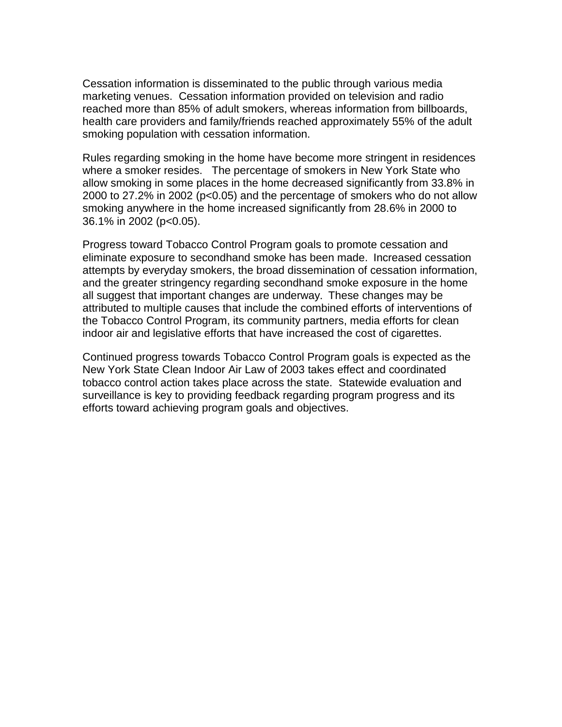Cessation information is disseminated to the public through various media marketing venues. Cessation information provided on television and radio reached more than 85% of adult smokers, whereas information from billboards, health care providers and family/friends reached approximately 55% of the adult smoking population with cessation information.

Rules regarding smoking in the home have become more stringent in residences where a smoker resides. The percentage of smokers in New York State who allow smoking in some places in the home decreased significantly from 33.8% in 2000 to 27.2% in 2002 ($p<0.05$) and the percentage of smokers who do not allow smoking anywhere in the home increased significantly from 28.6% in 2000 to 36.1% in 2002 ($p<0.05$).

Progress toward Tobacco Control Program goals to promote cessation and eliminate exposure to secondhand smoke has been made. Increased cessation attempts by everyday smokers, the broad dissemination of cessation information, and the greater stringency regarding secondhand smoke exposure in the home all suggest that important changes are underway. These changes may be attributed to multiple causes that include the combined efforts of interventions of the Tobacco Control Program, its community partners, media efforts for clean indoor air and legislative efforts that have increased the cost of cigarettes.

Continued progress towards Tobacco Control Program goals is expected as the New York State Clean Indoor Air Law of 2003 takes effect and coordinated tobacco control action takes place across the state. Statewide evaluation and surveillance is key to providing feedback regarding program progress and its efforts toward achieving program goals and objectives.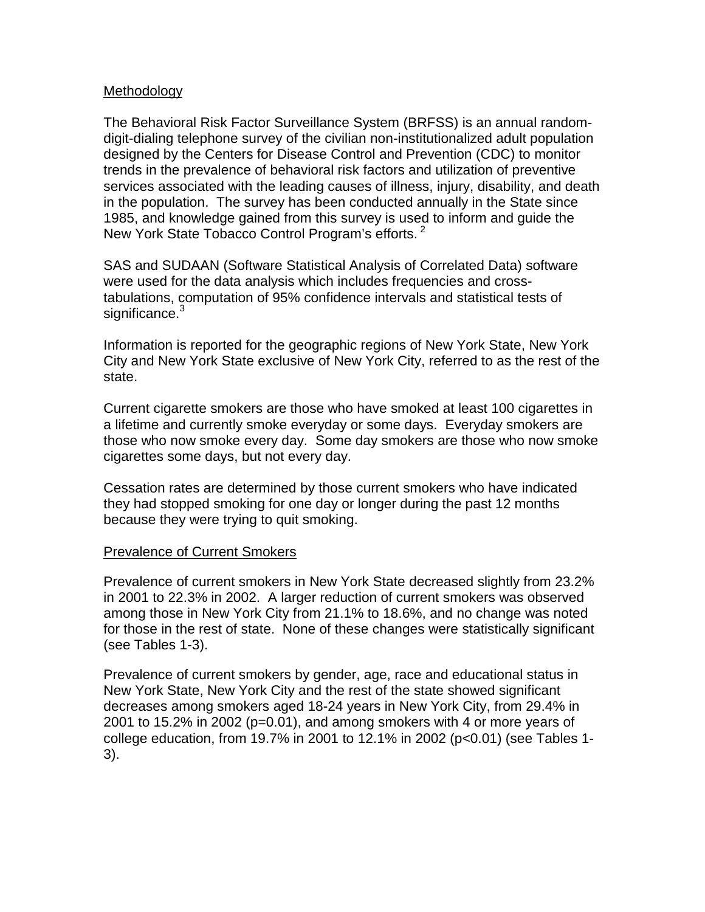## Methodology

The Behavioral Risk Factor Surveillance System (BRFSS) is an annual random-digit-dialing telephone survey of the civilian non-institutionalized adult population designed by the Centers for Disease Control and Prevention (CDC) to monitor trends in the prevalence of behavioral risk factors and utilization of preventive services associated with the leading causes of illness, injury, disability, and death in the population. The survey has been conducted annually in the State since 1985, and knowledge gained from this survey is used to inform and guide the New York State Tobacco Control Program's efforts. [2]

SAS and SUDAAN (Software Statistical Analysis of Correlated Data) software were used for the data analysis which includes frequencies and cross-tabulations, computation of 95% confidence intervals and statistical tests of significance.[3]

Information is reported for the geographic regions of New York State, New York City and New York State exclusive of New York City, referred to as the rest of the state.

Current cigarette smokers are those who have smoked at least 100 cigarettes in a lifetime and currently smoke everyday or some days. Everyday smokers are those who now smoke every day. Some day smokers are those who now smoke cigarettes some days, but not every day.

Cessation rates are determined by those current smokers who have indicated they had stopped smoking for one day or longer during the past 12 months because they were trying to quit smoking.

## Prevalence of Current Smokers

Prevalence of current smokers in New York State decreased slightly from 23.2% in 2001 to 22.3% in 2002. A larger reduction of current smokers was observed among those in New York City from 21.1% to 18.6%, and no change was noted for those in the rest of state. None of these changes were statistically significant (see Tables 1-3).

Prevalence of current smokers by gender, age, race and educational status in New York State, New York City and the rest of the state showed significant decreases among smokers aged 18-24 years in New York City, from 29.4% in 2001 to 15.2% in 2002 ($p=0.01$), and among smokers with 4 or more years of college education, from 19.7% in 2001 to 12.1% in 2002 ($p<0.01$) (see Tables 1-3).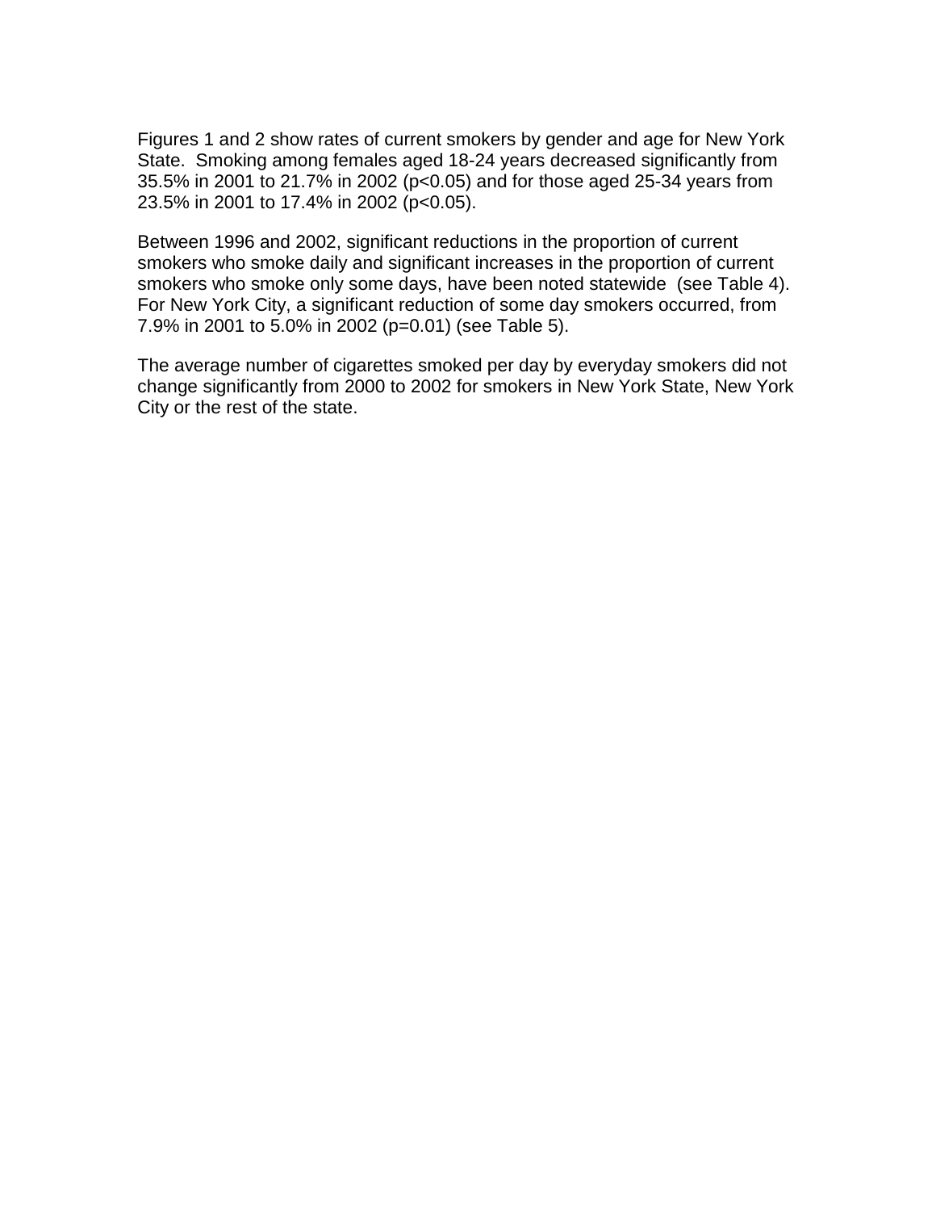Figures 1 and 2 show rates of current smokers by gender and age for New York State. Smoking among females aged 18-24 years decreased significantly from 35.5% in 2001 to 21.7% in 2002 ($p<0.05$) and for those aged 25-34 years from 23.5% in 2001 to 17.4% in 2002 ($p<0.05$).

Between 1996 and 2002, significant reductions in the proportion of current smokers who smoke daily and significant increases in the proportion of current smokers who smoke only some days, have been noted statewide (see Table 4). For New York City, a significant reduction of some day smokers occurred, from 7.9% in 2001 to 5.0% in 2002 ($p=0.01$) (see Table 5).

The average number of cigarettes smoked per day by everyday smokers did not change significantly from 2000 to 2002 for smokers in New York State, New York City or the rest of the state.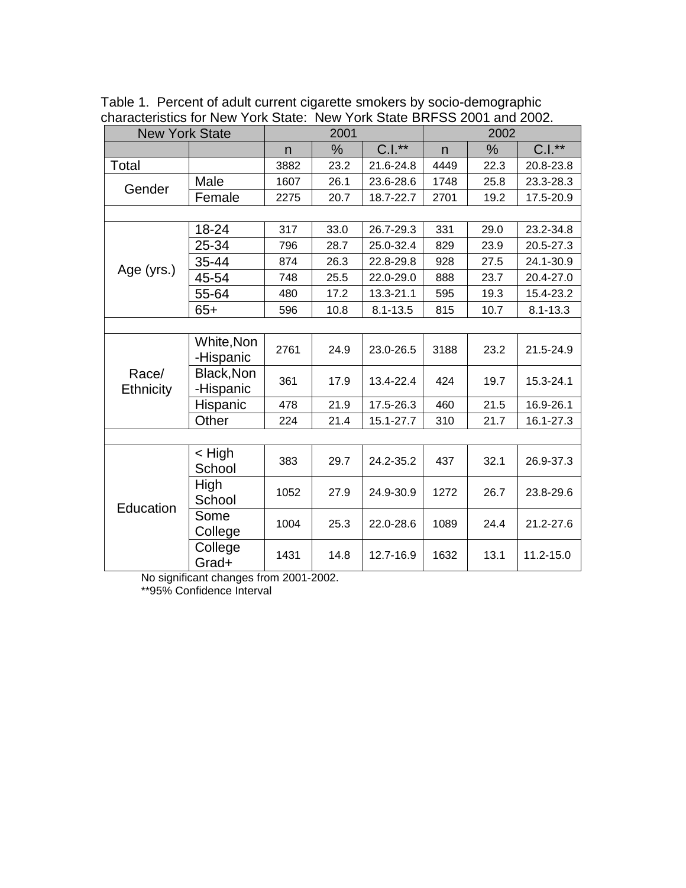Table 1. Percent of adult current cigarette smokers by socio-demographic characteristics for New York State: New York State BRFSS 2001 and 2002.

| New York State | | 2001 | | | 2002 | | |
|---|---|---|---|---|---|---|---|
| | | n | % | C.I.** | n | % | C.I.** |
| Total | | 3882 | 23.2 | 21.6-24.8 | 4449 | 22.3 | 20.8-23.8 |
| Gender | Male | 1607 | 26.1 | 23.6-28.6 | 1748 | 25.8 | 23.3-28.3 |
| | Female | 2275 | 20.7 | 18.7-22.7 | 2701 | 19.2 | 17.5-20.9 |
| | | | | | | | |
| Age (yrs.) | 18-24 | 317 | 33.0 | 26.7-29.3 | 331 | 29.0 | 23.2-34.8 |
| | 25-34 | 796 | 28.7 | 25.0-32.4 | 829 | 23.9 | 20.5-27.3 |
| | 35-44 | 874 | 26.3 | 22.8-29.8 | 928 | 27.5 | 24.1-30.9 |
| | 45-54 | 748 | 25.5 | 22.0-29.0 | 888 | 23.7 | 20.4-27.0 |
| | 55-64 | 480 | 17.2 | 13.3-21.1 | 595 | 19.3 | 15.4-23.2 |
| | 65+ | 596 | 10.8 | 8.1-13.5 | 815 | 10.7 | 8.1-13.3 |
| | | | | | | | |
| Race/ Ethnicity | White,Non-Hispanic | 2761 | 24.9 | 23.0-26.5 | 3188 | 23.2 | 21.5-24.9 |
| | Black,Non-Hispanic | 361 | 17.9 | 13.4-22.4 | 424 | 19.7 | 15.3-24.1 |
| | Hispanic | 478 | 21.9 | 17.5-26.3 | 460 | 21.5 | 16.9-26.1 |
| | Other | 224 | 21.4 | 15.1-27.7 | 310 | 21.7 | 16.1-27.3 |
| | | | | | | | |
| Education | < High School | 383 | 29.7 | 24.2-35.2 | 437 | 32.1 | 26.9-37.3 |
| | High School | 1052 | 27.9 | 24.9-30.9 | 1272 | 26.7 | 23.8-29.6 |
| | Some College | 1004 | 25.3 | 22.0-28.6 | 1089 | 24.4 | 21.2-27.6 |
| | College Grad+ | 1431 | 14.8 | 12.7-16.9 | 1632 | 13.1 | 11.2-15.0 |

No significant changes from 2001-2002.

**95% Confidence Interval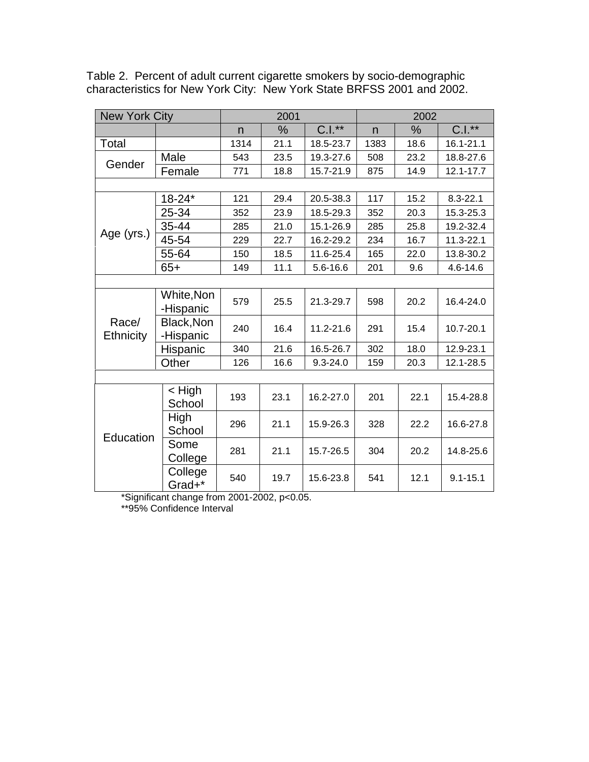Table 2. Percent of adult current cigarette smokers by socio-demographic characteristics for New York City: New York State BRFSS 2001 and 2002.

| New York City | | 2001 | | | 2002 | | |
|---|---|---|---|---|---|---|---|
| | | n | % | C.I.** | n | % | C.I.** |
| Total | | 1314 | 21.1 | 18.5-23.7 | 1383 | 18.6 | 16.1-21.1 |
| Gender | Male | 543 | 23.5 | 19.3-27.6 | 508 | 23.2 | 18.8-27.6 |
| | Female | 771 | 18.8 | 15.7-21.9 | 875 | 14.9 | 12.1-17.7 |
| | | | | | | | |
| Age (yrs.) | 18-24* | 121 | 29.4 | 20.5-38.3 | 117 | 15.2 | 8.3-22.1 |
| | 25-34 | 352 | 23.9 | 18.5-29.3 | 352 | 20.3 | 15.3-25.3 |
| | 35-44 | 285 | 21.0 | 15.1-26.9 | 285 | 25.8 | 19.2-32.4 |
| | 45-54 | 229 | 22.7 | 16.2-29.2 | 234 | 16.7 | 11.3-22.1 |
| | 55-64 | 150 | 18.5 | 11.6-25.4 | 165 | 22.0 | 13.8-30.2 |
| | 65+ | 149 | 11.1 | 5.6-16.6 | 201 | 9.6 | 4.6-14.6 |
| | | | | | | | |
| Race/ Ethnicity | White,Non-Hispanic | 579 | 25.5 | 21.3-29.7 | 598 | 20.2 | 16.4-24.0 |
| | Black,Non-Hispanic | 240 | 16.4 | 11.2-21.6 | 291 | 15.4 | 10.7-20.1 |
| | Hispanic | 340 | 21.6 | 16.5-26.7 | 302 | 18.0 | 12.9-23.1 |
| | Other | 126 | 16.6 | 9.3-24.0 | 159 | 20.3 | 12.1-28.5 |
| | | | | | | | |
| Education | < High School | 193 | 23.1 | 16.2-27.0 | 201 | 22.1 | 15.4-28.8 |
| | High School | 296 | 21.1 | 15.9-26.3 | 328 | 22.2 | 16.6-27.8 |
| | Some College | 281 | 21.1 | 15.7-26.5 | 304 | 20.2 | 14.8-25.6 |
| | College Grad+* | 540 | 19.7 | 15.6-23.8 | 541 | 12.1 | 9.1-15.1 |

*Significant change from 2001-2002, p<0.05.

**95% Confidence Interval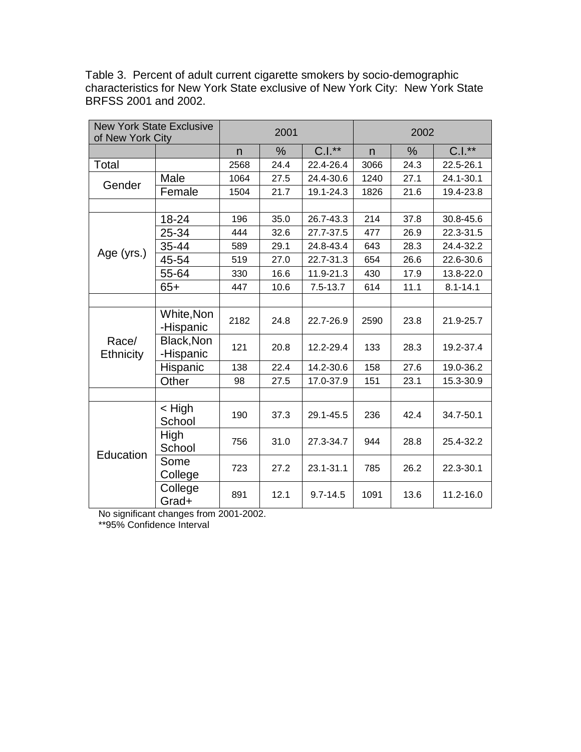Table 3. Percent of adult current cigarette smokers by socio-demographic characteristics for New York State exclusive of New York City: New York State BRFSS 2001 and 2002.

| New York State Exclusive of New York City | | 2001 | | | 2002 | | |
|---|---|---|---|---|---|---|---|
| | | n | % | C.I.** | n | % | C.I.** |
| Total | | 2568 | 24.4 | 22.4-26.4 | 3066 | 24.3 | 22.5-26.1 |
| Gender | Male | 1064 | 27.5 | 24.4-30.6 | 1240 | 27.1 | 24.1-30.1 |
| | Female | 1504 | 21.7 | 19.1-24.3 | 1826 | 21.6 | 19.4-23.8 |
| | | | | | | | |
| Age (yrs.) | 18-24 | 196 | 35.0 | 26.7-43.3 | 214 | 37.8 | 30.8-45.6 |
| | 25-34 | 444 | 32.6 | 27.7-37.5 | 477 | 26.9 | 22.3-31.5 |
| | 35-44 | 589 | 29.1 | 24.8-43.4 | 643 | 28.3 | 24.4-32.2 |
| | 45-54 | 519 | 27.0 | 22.7-31.3 | 654 | 26.6 | 22.6-30.6 |
| | 55-64 | 330 | 16.6 | 11.9-21.3 | 430 | 17.9 | 13.8-22.0 |
| | 65+ | 447 | 10.6 | 7.5-13.7 | 614 | 11.1 | 8.1-14.1 |
| | | | | | | | |
| Race/ Ethnicity | White,Non -Hispanic | 2182 | 24.8 | 22.7-26.9 | 2590 | 23.8 | 21.9-25.7 |
| | Black,Non -Hispanic | 121 | 20.8 | 12.2-29.4 | 133 | 28.3 | 19.2-37.4 |
| | Hispanic | 138 | 22.4 | 14.2-30.6 | 158 | 27.6 | 19.0-36.2 |
| | Other | 98 | 27.5 | 17.0-37.9 | 151 | 23.1 | 15.3-30.9 |
| | | | | | | | |
| Education | < High School | 190 | 37.3 | 29.1-45.5 | 236 | 42.4 | 34.7-50.1 |
| | High School | 756 | 31.0 | 27.3-34.7 | 944 | 28.8 | 25.4-32.2 |
| | Some College | 723 | 27.2 | 23.1-31.1 | 785 | 26.2 | 22.3-30.1 |
| | College Grad+ | 891 | 12.1 | 9.7-14.5 | 1091 | 13.6 | 11.2-16.0 |

No significant changes from 2001-2002.

**95% Confidence Interval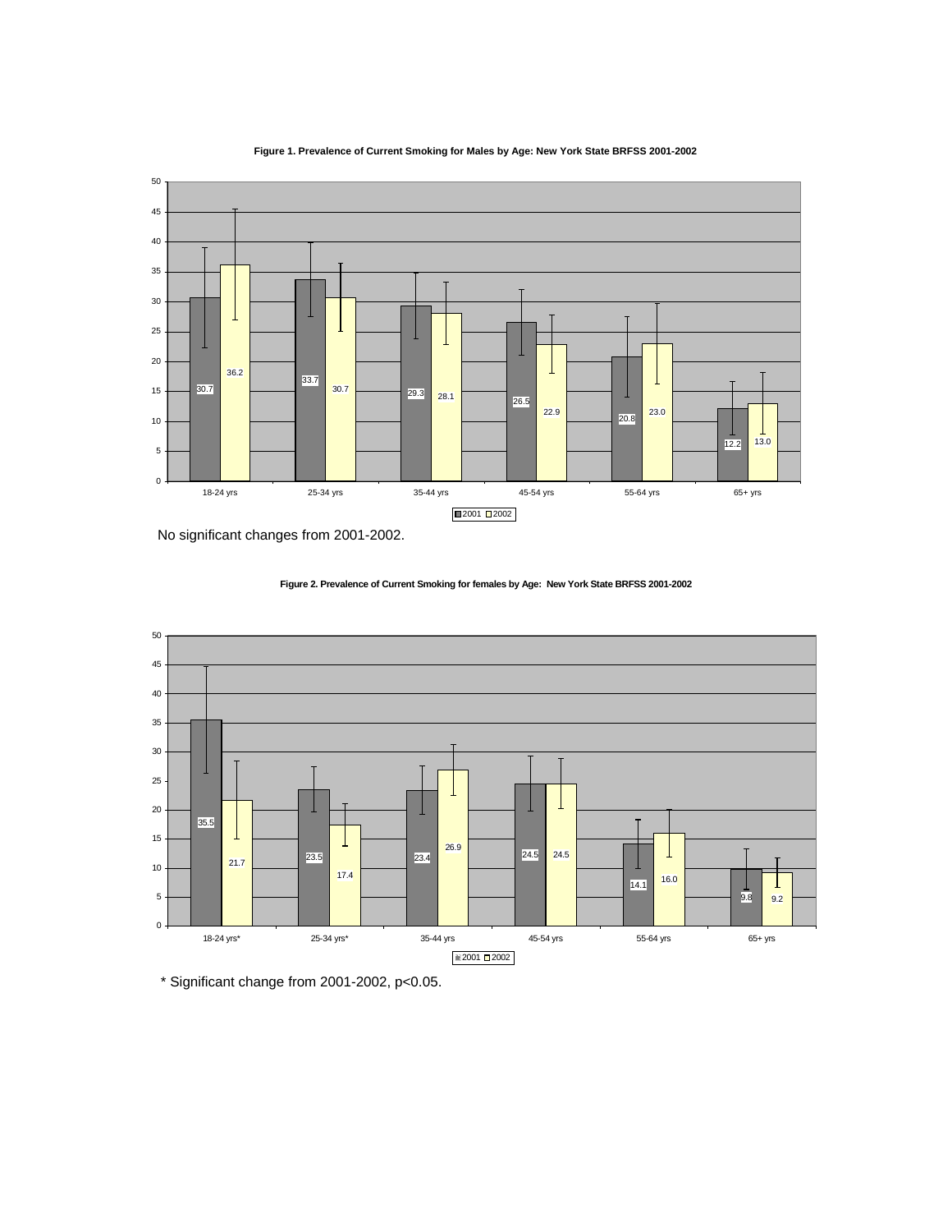**Figure 1. Prevalence of Current Smoking for Males by Age: New York State BRFSS 2001-2002**

| Age | 2001 | 2002 |
|---|---|---|
| 18-24 yrs | 30.7 | 36.2 |
| 25-34 yrs | 33.7 | 30.7 |
| 35-44 yrs | 29.3 | 28.1 |
| 45-54 yrs | 26.5 | 22.9 |
| 55-64 yrs | 20.8 | 23.0 |
| 65+ yrs | 12.2 | 13.0 |

No significant changes from 2001-2002.

**Figure 2. Prevalence of Current Smoking for females by Age: New York State BRFSS 2001-2002**

| Age | 2001 | 2002 |
|---|---|---|
| 18-24 yrs* | 35.5 | 21.7 |
| 25-34 yrs* | 23.5 | 17.4 |
| 35-44 yrs | 23.4 | 26.9 |
| 45-54 yrs | 24.5 | 24.5 |
| 55-64 yrs | 14.1 | 16.0 |
| 65+ yrs | 9.8 | 9.2 |

* Significant change from 2001-2002, $p<0.05$.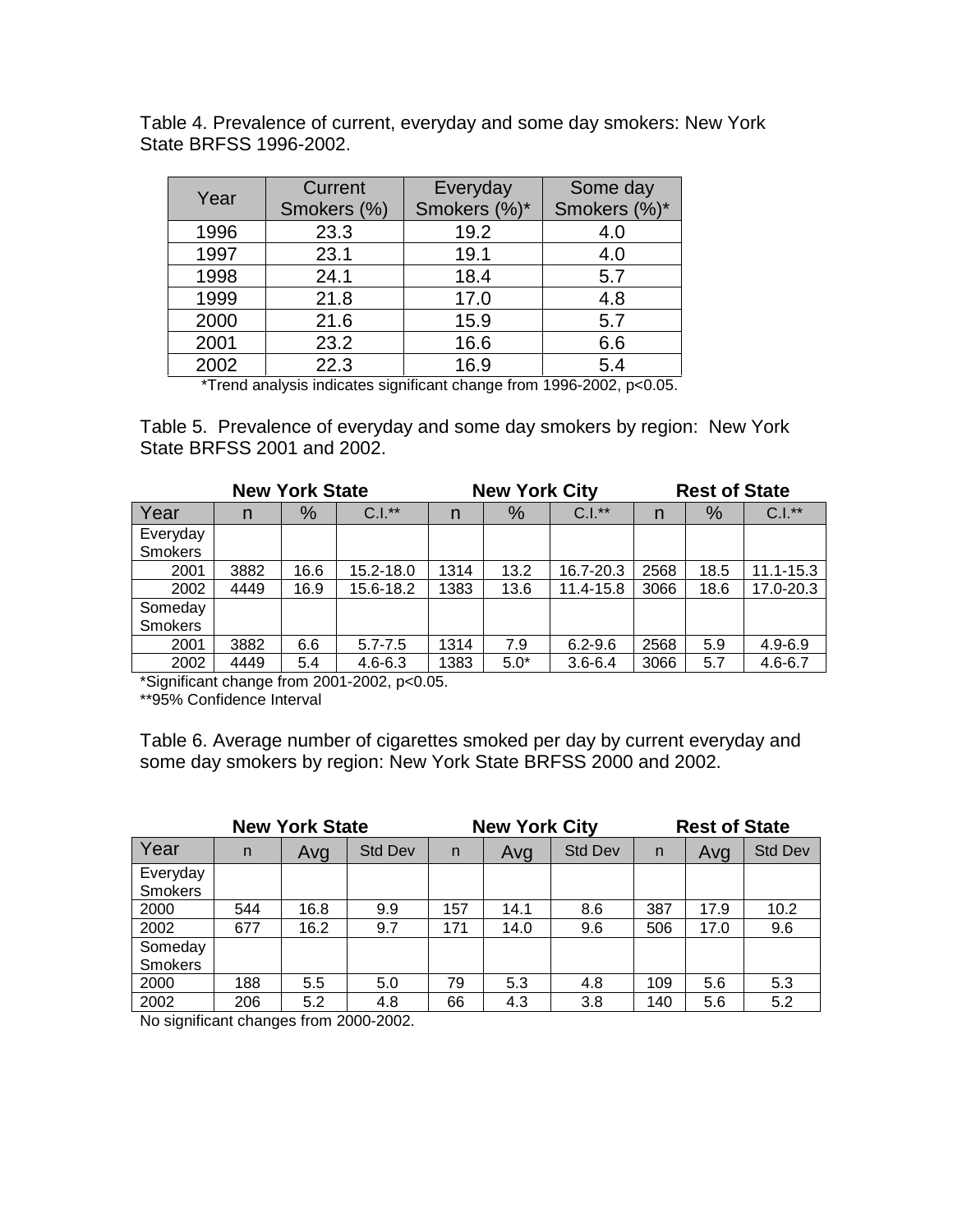Table 4. Prevalence of current, everyday and some day smokers: New York State BRFSS 1996-2002.

| Year | Current Smokers (%) | Everyday Smokers (%)* | Some day Smokers (%)* |
|---|---|---|---|
| 1996 | 23.3 | 19.2 | 4.0 |
| 1997 | 23.1 | 19.1 | 4.0 |
| 1998 | 24.1 | 18.4 | 5.7 |
| 1999 | 21.8 | 17.0 | 4.8 |
| 2000 | 21.6 | 15.9 | 5.7 |
| 2001 | 23.2 | 16.6 | 6.6 |
| 2002 | 22.3 | 16.9 | 5.4 |

*Trend analysis indicates significant change from 1996-2002, p<0.05.

Table 5. Prevalence of everyday and some day smokers by region: New York State BRFSS 2001 and 2002.

| | New York State | | | New York City | | | Rest of State | | |
|---|---|---|---|---|---|---|---|---|---|
| Year | n | % | C.I.** | n | % | C.I.** | n | % | C.I.** |
| Everyday Smokers | | | | | | | | | |
| 2001 | 3882 | 16.6 | 15.2-18.0 | 1314 | 13.2 | 16.7-20.3 | 2568 | 18.5 | 11.1-15.3 |
| 2002 | 4449 | 16.9 | 15.6-18.2 | 1383 | 13.6 | 11.4-15.8 | 3066 | 18.6 | 17.0-20.3 |
| Someday Smokers | | | | | | | | | |
| 2001 | 3882 | 6.6 | 5.7-7.5 | 1314 | 7.9 | 6.2-9.6 | 2568 | 5.9 | 4.9-6.9 |
| 2002 | 4449 | 5.4 | 4.6-6.3 | 1383 | 5.0* | 3.6-6.4 | 3066 | 5.7 | 4.6-6.7 |

*Significant change from 2001-2002, p<0.05.
**95% Confidence Interval

Table 6. Average number of cigarettes smoked per day by current everyday and some day smokers by region: New York State BRFSS 2000 and 2002.

| | New York State | | | New York City | | | Rest of State | | |
|---|---|---|---|---|---|---|---|---|---|
| Year | n | Avg | Std Dev | n | Avg | Std Dev | n | Avg | Std Dev |
| Everyday Smokers | | | | | | | | | |
| 2000 | 544 | 16.8 | 9.9 | 157 | 14.1 | 8.6 | 387 | 17.9 | 10.2 |
| 2002 | 677 | 16.2 | 9.7 | 171 | 14.0 | 9.6 | 506 | 17.0 | 9.6 |
| Someday Smokers | | | | | | | | | |
| 2000 | 188 | 5.5 | 5.0 | 79 | 5.3 | 4.8 | 109 | 5.6 | 5.3 |
| 2002 | 206 | 5.2 | 4.8 | 66 | 4.3 | 3.8 | 140 | 5.6 | 5.2 |

No significant changes from 2000-2002.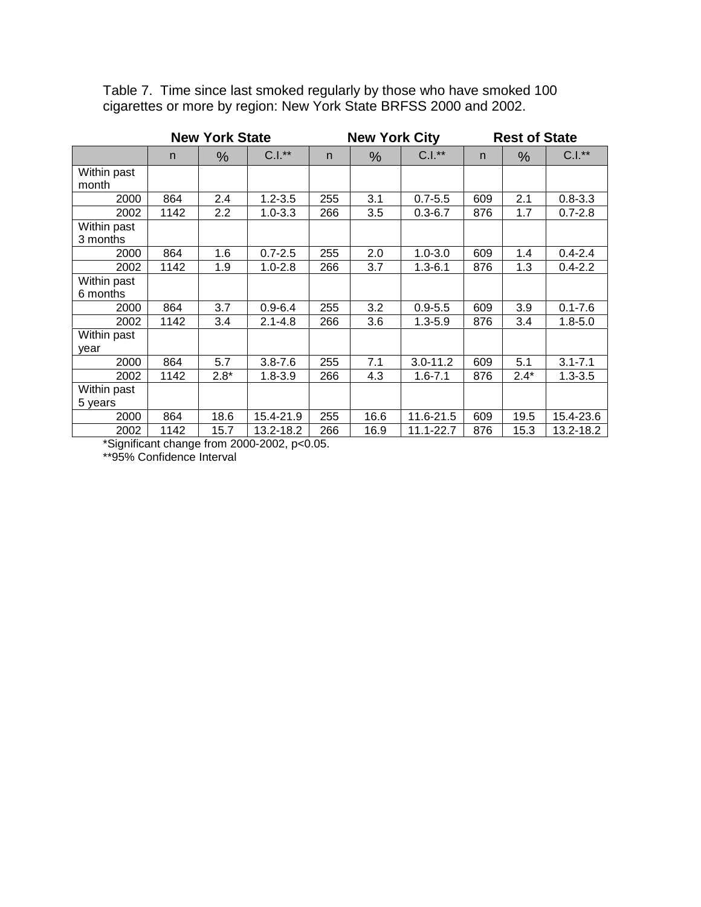Table 7. Time since last smoked regularly by those who have smoked 100 cigarettes or more by region: New York State BRFSS 2000 and 2002.

| | New York State | | | New York City | | | Rest of State | | |
|---|---|---|---|---|---|---|---|---|---|
| | n | % | C.I.** | n | % | C.I.** | n | % | C.I.** |
| Within past month | | | | | | | | | |
| 2000 | 864 | 2.4 | 1.2-3.5 | 255 | 3.1 | 0.7-5.5 | 609 | 2.1 | 0.8-3.3 |
| 2002 | 1142 | 2.2 | 1.0-3.3 | 266 | 3.5 | 0.3-6.7 | 876 | 1.7 | 0.7-2.8 |
| Within past 3 months | | | | | | | | | |
| 2000 | 864 | 1.6 | 0.7-2.5 | 255 | 2.0 | 1.0-3.0 | 609 | 1.4 | 0.4-2.4 |
| 2002 | 1142 | 1.9 | 1.0-2.8 | 266 | 3.7 | 1.3-6.1 | 876 | 1.3 | 0.4-2.2 |
| Within past 6 months | | | | | | | | | |
| 2000 | 864 | 3.7 | 0.9-6.4 | 255 | 3.2 | 0.9-5.5 | 609 | 3.9 | 0.1-7.6 |
| 2002 | 1142 | 3.4 | 2.1-4.8 | 266 | 3.6 | 1.3-5.9 | 876 | 3.4 | 1.8-5.0 |
| Within past year | | | | | | | | | |
| 2000 | 864 | 5.7 | 3.8-7.6 | 255 | 7.1 | 3.0-11.2 | 609 | 5.1 | 3.1-7.1 |
| 2002 | 1142 | 2.8* | 1.8-3.9 | 266 | 4.3 | 1.6-7.1 | 876 | 2.4* | 1.3-3.5 |
| Within past 5 years | | | | | | | | | |
| 2000 | 864 | 18.6 | 15.4-21.9 | 255 | 16.6 | 11.6-21.5 | 609 | 19.5 | 15.4-23.6 |
| 2002 | 1142 | 15.7 | 13.2-18.2 | 266 | 16.9 | 11.1-22.7 | 876 | 15.3 | 13.2-18.2 |

*Significant change from 2000-2002, $p<0.05$.

**95% Confidence Interval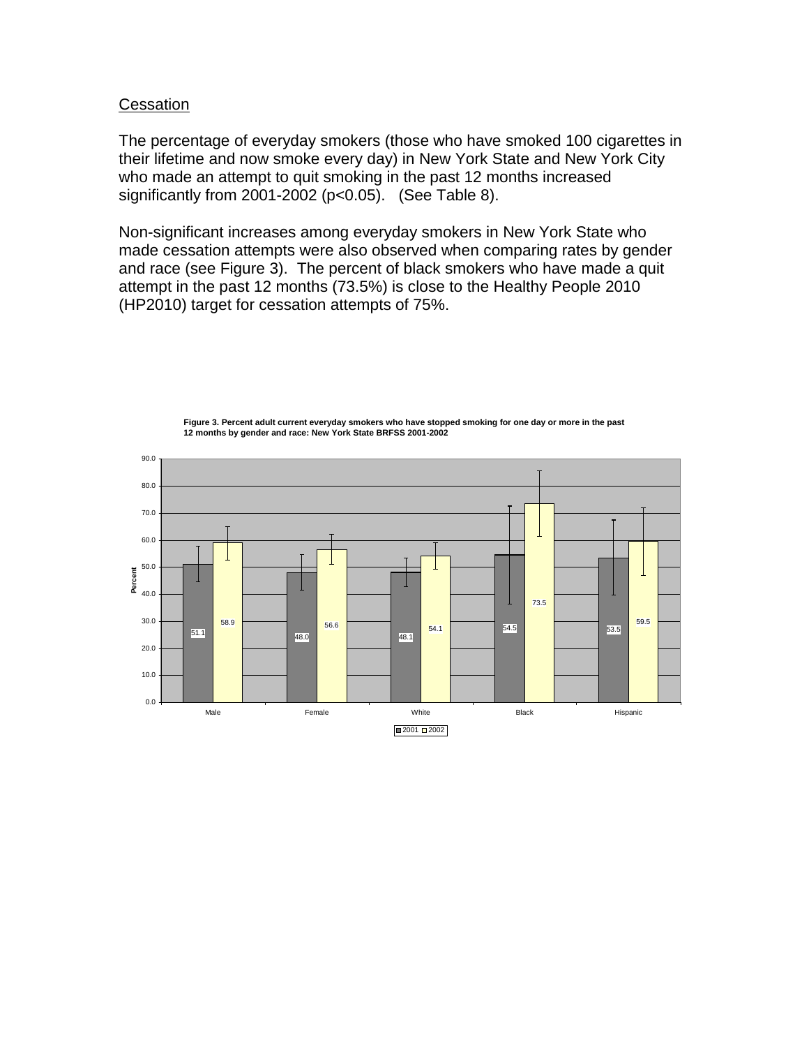## Cessation

The percentage of everyday smokers (those who have smoked 100 cigarettes in their lifetime and now smoke every day) in New York State and New York City who made an attempt to quit smoking in the past 12 months increased significantly from 2001-2002 ($p<0.05$). (See Table 8).

Non-significant increases among everyday smokers in New York State who made cessation attempts were also observed when comparing rates by gender and race (see Figure 3). The percent of black smokers who have made a quit attempt in the past 12 months (73.5%) is close to the Healthy People 2010 (HP2010) target for cessation attempts of 75%.

**Figure 3. Percent adult current everyday smokers who have stopped smoking for one day or more in the past 12 months by gender and race: New York State BRFSS 2001-2002**

| | 2001 | 2002 |
|---|---|---|
| Male | 51.1 | 58.9 |
| Female | 48.0 | 56.6 |
| White | 48.1 | 54.1 |
| Black | 54.5 | 73.5 |
| Hispanic | 53.5 | 59.5 |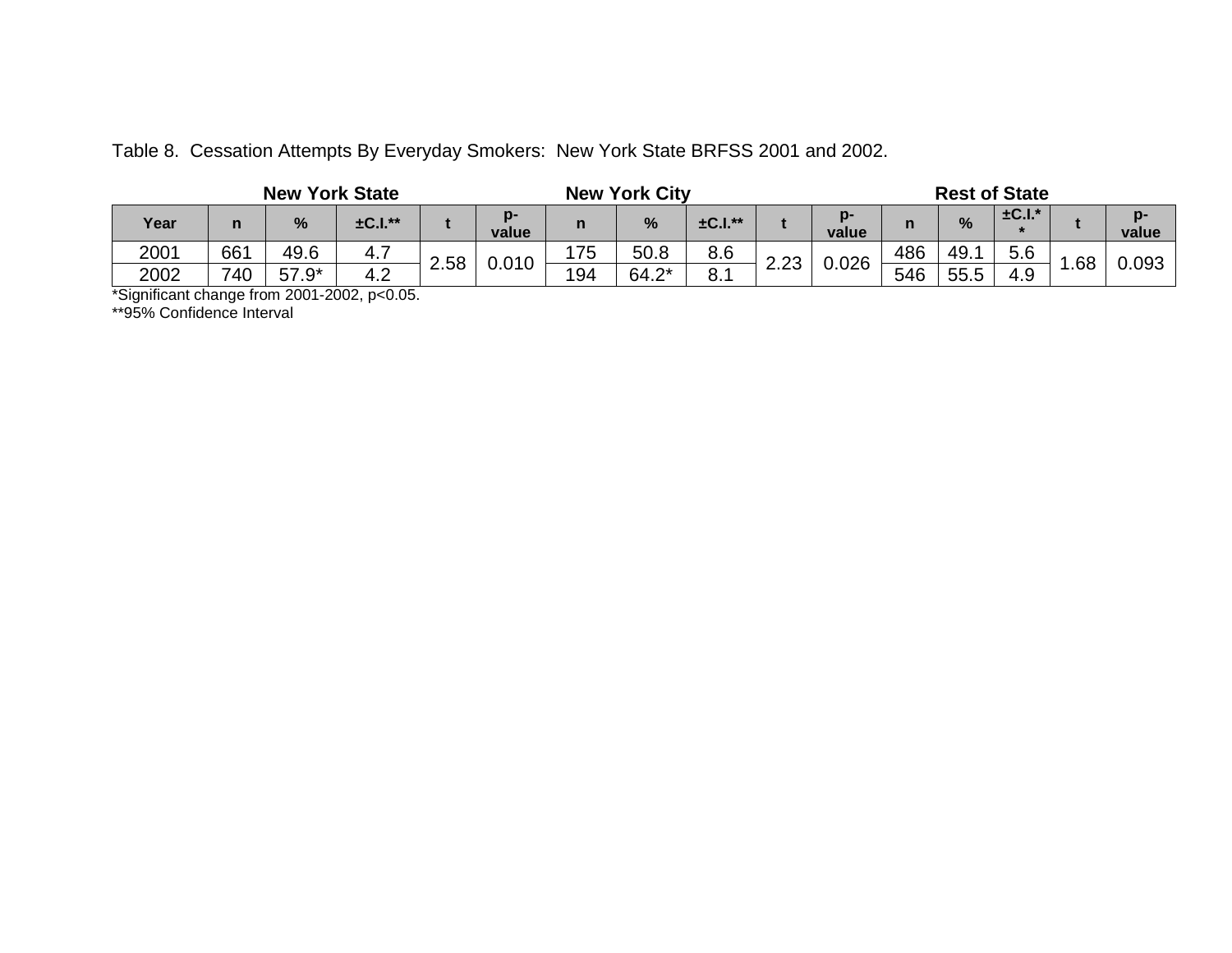Table 8. Cessation Attempts By Everyday Smokers: New York State BRFSS 2001 and 2002.

| | New York State | | | | | New York City | | | | | Rest of State | | | | |
|---|---|---|---|---|---|---|---|---|---|---|---|---|---|---|---|
| Year | n | % | ±C.I.** | t | p-value | n | % | ±C.I.** | t | p-value | n | % | ±C.I.** | t | p-value |
| 2001 | 661 | 49.6 | 4.7 | 2.58 | 0.010 | 175 | 50.8 | 8.6 | 2.23 | 0.026 | 486 | 49.1 | 5.6 | 1.68 | 0.093 |
| 2002 | 740 | 57.9* | 4.2 | | | 194 | 64.2* | 8.1 | | | 546 | 55.5 | 4.9 | | |

*Significant change from 2001-2002, $p<0.05$.

**95% Confidence Interval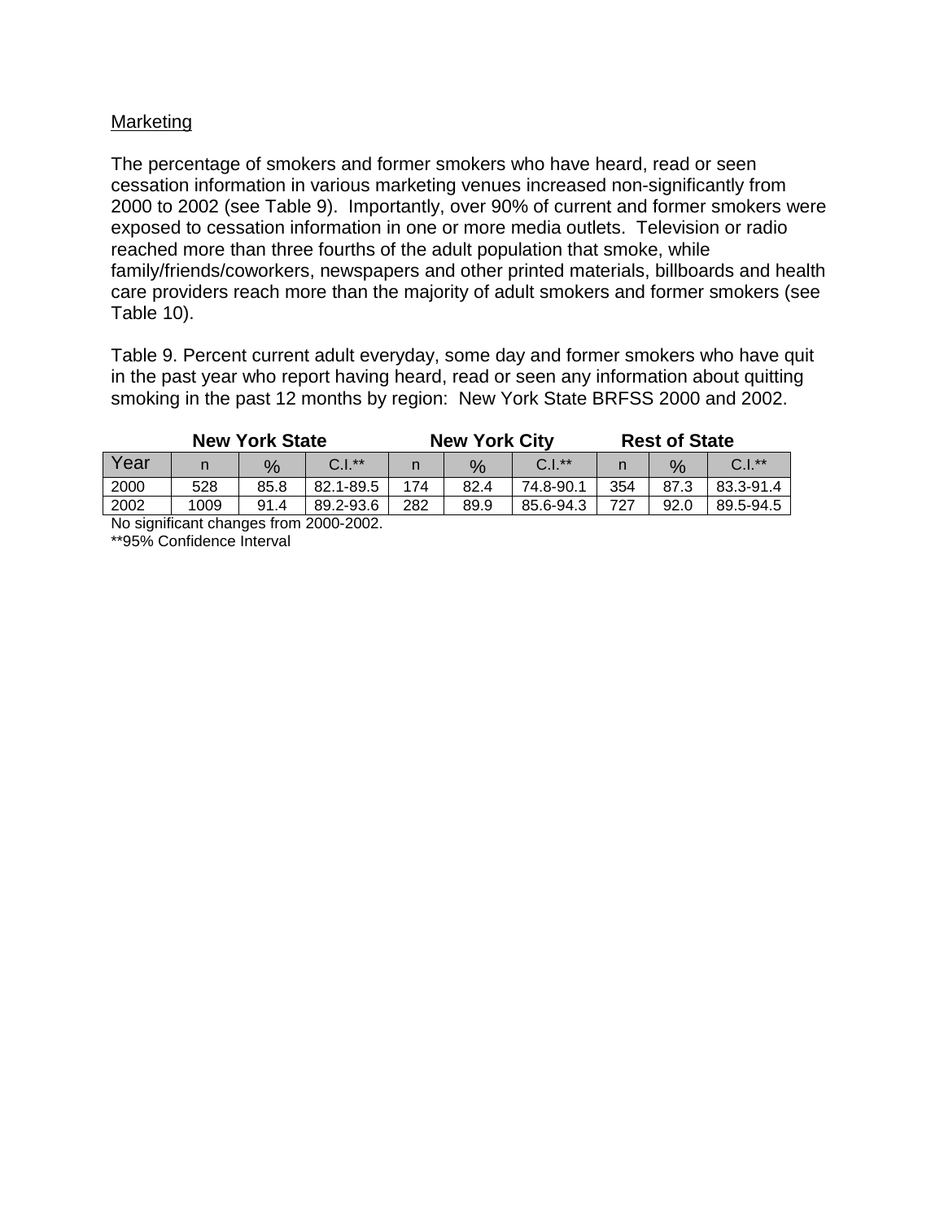## Marketing

The percentage of smokers and former smokers who have heard, read or seen cessation information in various marketing venues increased non-significantly from 2000 to 2002 (see Table 9). Importantly, over 90% of current and former smokers were exposed to cessation information in one or more media outlets. Television or radio reached more than three fourths of the adult population that smoke, while family/friends/coworkers, newspapers and other printed materials, billboards and health care providers reach more than the majority of adult smokers and former smokers (see Table 10).

Table 9. Percent current adult everyday, some day and former smokers who have quit in the past year who report having heard, read or seen any information about quitting smoking in the past 12 months by region: New York State BRFSS 2000 and 2002.

| | **New York State** | | | **New York City** | | | **Rest of State** | | |
|---|---|---|---|---|---|---|---|---|---|
| Year | n | % | C.I.** | n | % | C.I.** | n | % | C.I.** |
| 2000 | 528 | 85.8 | 82.1-89.5 | 174 | 82.4 | 74.8-90.1 | 354 | 87.3 | 83.3-91.4 |
| 2002 | 1009 | 91.4 | 89.2-93.6 | 282 | 89.9 | 85.6-94.3 | 727 | 92.0 | 89.5-94.5 |

No significant changes from 2000-2002.
**95% Confidence Interval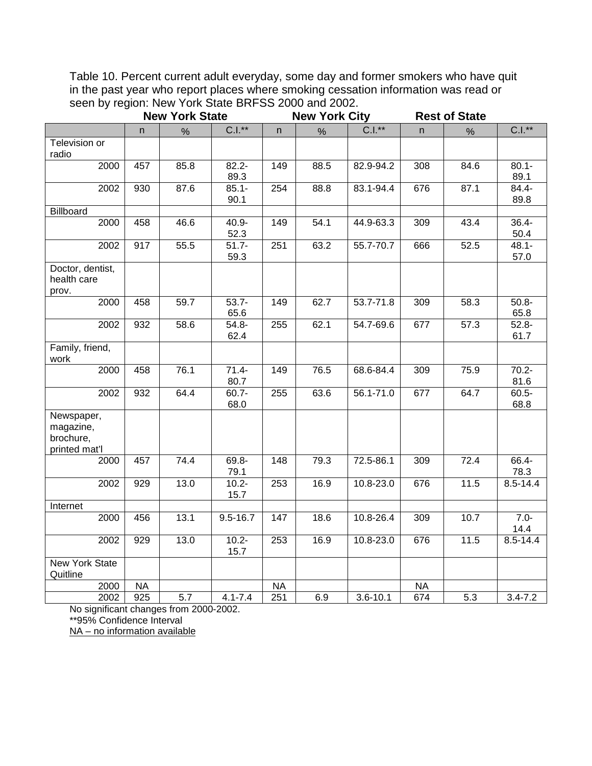Table 10. Percent current adult everyday, some day and former smokers who have quit in the past year who report places where smoking cessation information was read or seen by region: New York State BRFSS 2000 and 2002.

| | New York State | | | New York City | | | Rest of State | | |
|---|---|---|---|---|---|---|---|---|---|
| | n | % | C.I.** | n | % | C.I.** | n | % | C.I.** |
| Television or radio | | | | | | | | | |
| 2000 | 457 | 85.8 | 82.2-89.3 | 149 | 88.5 | 82.9-94.2 | 308 | 84.6 | 80.1-89.1 |
| 2002 | 930 | 87.6 | 85.1-90.1 | 254 | 88.8 | 83.1-94.4 | 676 | 87.1 | 84.4-89.8 |
| Billboard | | | | | | | | | |
| 2000 | 458 | 46.6 | 40.9-52.3 | 149 | 54.1 | 44.9-63.3 | 309 | 43.4 | 36.4-50.4 |
| 2002 | 917 | 55.5 | 51.7-59.3 | 251 | 63.2 | 55.7-70.7 | 666 | 52.5 | 48.1-57.0 |
| Doctor, dentist, health care prov. | | | | | | | | | |
| 2000 | 458 | 59.7 | 53.7-65.6 | 149 | 62.7 | 53.7-71.8 | 309 | 58.3 | 50.8-65.8 |
| 2002 | 932 | 58.6 | 54.8-62.4 | 255 | 62.1 | 54.7-69.6 | 677 | 57.3 | 52.8-61.7 |
| Family, friend, work | | | | | | | | | |
| 2000 | 458 | 76.1 | 71.4-80.7 | 149 | 76.5 | 68.6-84.4 | 309 | 75.9 | 70.2-81.6 |
| 2002 | 932 | 64.4 | 60.7-68.0 | 255 | 63.6 | 56.1-71.0 | 677 | 64.7 | 60.5-68.8 |
| Newspaper, magazine, brochure, printed mat'l | | | | | | | | | |
| 2000 | 457 | 74.4 | 69.8-79.1 | 148 | 79.3 | 72.5-86.1 | 309 | 72.4 | 66.4-78.3 |
| 2002 | 929 | 13.0 | 10.2-15.7 | 253 | 16.9 | 10.8-23.0 | 676 | 11.5 | 8.5-14.4 |
| Internet | | | | | | | | | |
| 2000 | 456 | 13.1 | 9.5-16.7 | 147 | 18.6 | 10.8-26.4 | 309 | 10.7 | 7.0-14.4 |
| 2002 | 929 | 13.0 | 10.2-15.7 | 253 | 16.9 | 10.8-23.0 | 676 | 11.5 | 8.5-14.4 |
| New York State Quitline | | | | | | | | | |
| 2000 | NA | | | NA | | | NA | | |
| 2002 | 925 | 5.7 | 4.1-7.4 | 251 | 6.9 | 3.6-10.1 | 674 | 5.3 | 3.4-7.2 |

No significant changes from 2000-2002.

**95% Confidence Interval

NA – no information available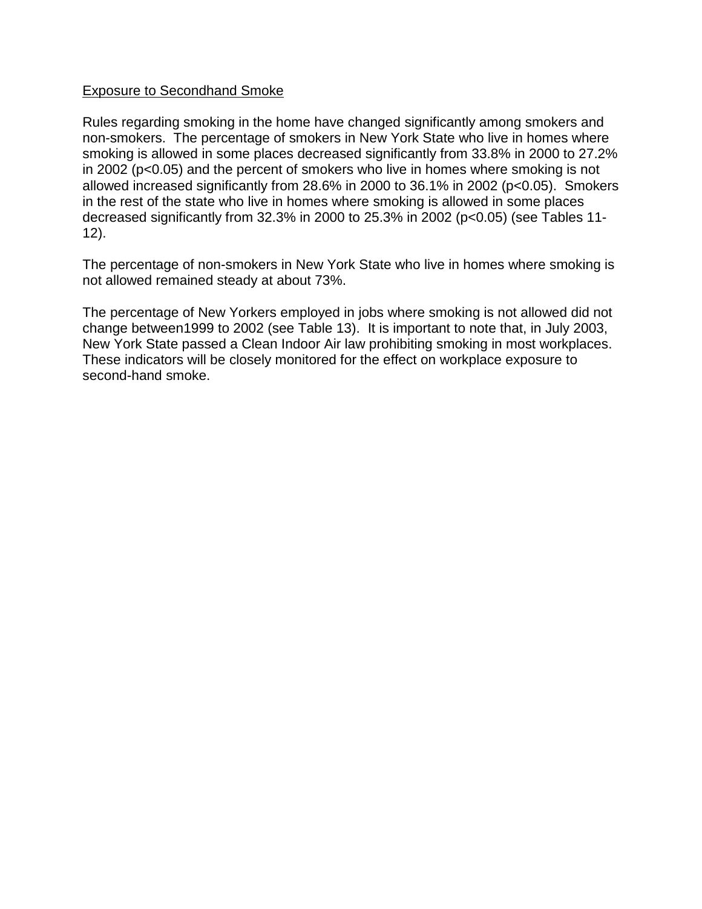## Exposure to Secondhand Smoke

Rules regarding smoking in the home have changed significantly among smokers and non-smokers. The percentage of smokers in New York State who live in homes where smoking is allowed in some places decreased significantly from 33.8% in 2000 to 27.2% in 2002 ($p<0.05$) and the percent of smokers who live in homes where smoking is not allowed increased significantly from 28.6% in 2000 to 36.1% in 2002 ($p<0.05$). Smokers in the rest of the state who live in homes where smoking is allowed in some places decreased significantly from 32.3% in 2000 to 25.3% in 2002 ($p<0.05$) (see Tables 11-12).

The percentage of non-smokers in New York State who live in homes where smoking is not allowed remained steady at about 73%.

The percentage of New Yorkers employed in jobs where smoking is not allowed did not change between1999 to 2002 (see Table 13). It is important to note that, in July 2003, New York State passed a Clean Indoor Air law prohibiting smoking in most workplaces. These indicators will be closely monitored for the effect on workplace exposure to second-hand smoke.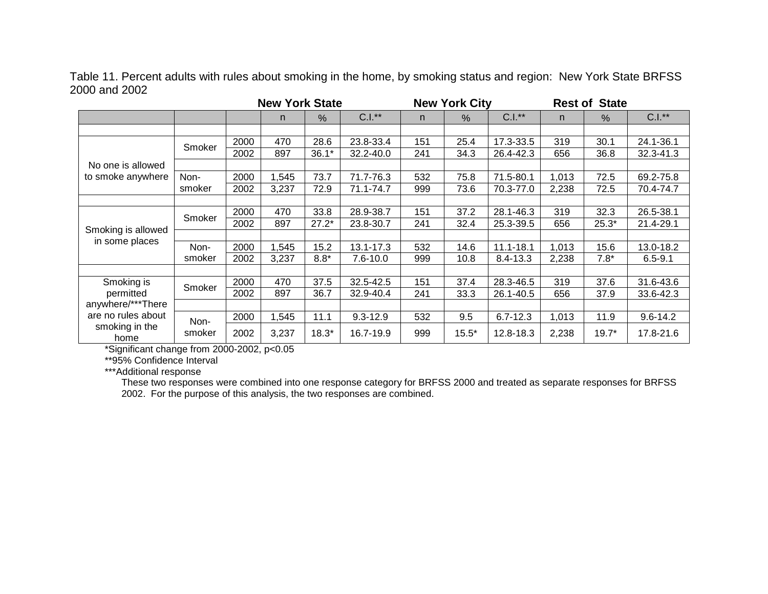Table 11. Percent adults with rules about smoking in the home, by smoking status and region: New York State BRFSS 2000 and 2002

| | | | New York State | | | New York City | | | Rest of State | | |
|---|---|---|---|---|---|---|---|---|---|---|---|
| | | | n | % | C.I.** | n | % | C.I.** | n | % | C.I.** |
| No one is allowed to smoke anywhere | Smoker | 2000 | 470 | 28.6 | 23.8-33.4 | 151 | 25.4 | 17.3-33.5 | 319 | 30.1 | 24.1-36.1 |
| | | 2002 | 897 | 36.1* | 32.2-40.0 | 241 | 34.3 | 26.4-42.3 | 656 | 36.8 | 32.3-41.3 |
| | Non-smoker | 2000 | 1,545 | 73.7 | 71.7-76.3 | 532 | 75.8 | 71.5-80.1 | 1,013 | 72.5 | 69.2-75.8 |
| | | 2002 | 3,237 | 72.9 | 71.1-74.7 | 999 | 73.6 | 70.3-77.0 | 2,238 | 72.5 | 70.4-74.7 |
| Smoking is allowed in some places | Smoker | 2000 | 470 | 33.8 | 28.9-38.7 | 151 | 37.2 | 28.1-46.3 | 319 | 32.3 | 26.5-38.1 |
| | | 2002 | 897 | 27.2* | 23.8-30.7 | 241 | 32.4 | 25.3-39.5 | 656 | 25.3* | 21.4-29.1 |
| | Non-smoker | 2000 | 1,545 | 15.2 | 13.1-17.3 | 532 | 14.6 | 11.1-18.1 | 1,013 | 15.6 | 13.0-18.2 |
| | | 2002 | 3,237 | 8.8* | 7.6-10.0 | 999 | 10.8 | 8.4-13.3 | 2,238 | 7.8* | 6.5-9.1 |
| Smoking is permitted anywhere/***There are no rules about smoking in the home | Smoker | 2000 | 470 | 37.5 | 32.5-42.5 | 151 | 37.4 | 28.3-46.5 | 319 | 37.6 | 31.6-43.6 |
| | | 2002 | 897 | 36.7 | 32.9-40.4 | 241 | 33.3 | 26.1-40.5 | 656 | 37.9 | 33.6-42.3 |
| | Non-smoker | 2000 | 1,545 | 11.1 | 9.3-12.9 | 532 | 9.5 | 6.7-12.3 | 1,013 | 11.9 | 9.6-14.2 |
| | | 2002 | 3,237 | 18.3* | 16.7-19.9 | 999 | 15.5* | 12.8-18.3 | 2,238 | 19.7* | 17.8-21.6 |

*Significant change from 2000-2002, p<0.05

**95% Confidence Interval

***Additional response

These two responses were combined into one response category for BRFSS 2000 and treated as separate responses for BRFSS 2002. For the purpose of this analysis, the two responses are combined.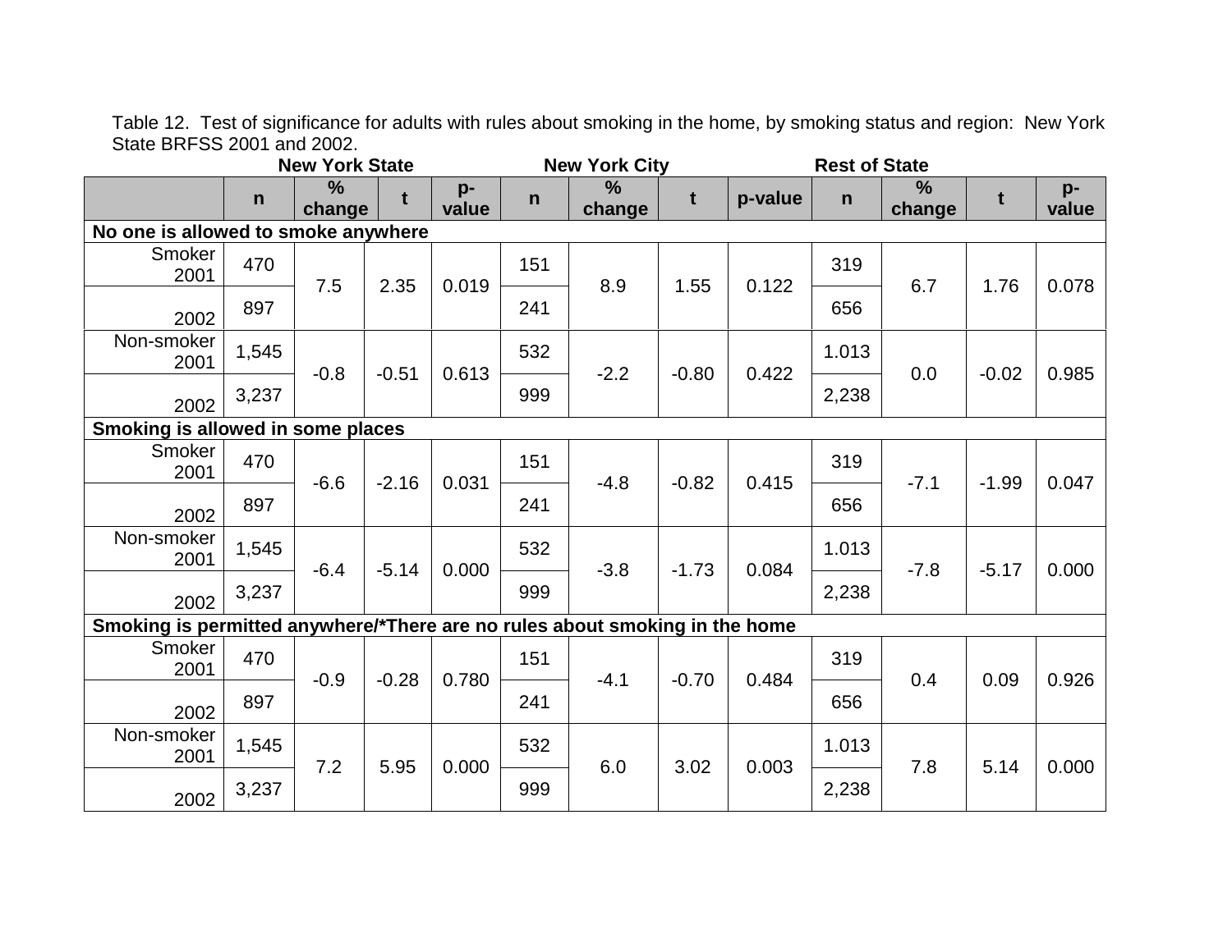Table 12. Test of significance for adults with rules about smoking in the home, by smoking status and region: New York State BRFSS 2001 and 2002.

| | New York State | | | | New York City | | | | Rest of State | | | |
|---|---|---|---|---|---|---|---|---|---|---|---|---|
| | n | % change | t | p-value | n | % change | t | p-value | n | % change | t | p-value |
| **No one is allowed to smoke anywhere** | | | | | | | | | | | | |
| Smoker 2001 | 470 | 7.5 | 2.35 | 0.019 | 151 | 8.9 | 1.55 | 0.122 | 319 | 6.7 | 1.76 | 0.078 |
| 2002 | 897 | | | | 241 | | | | 656 | | | |
| Non-smoker 2001 | 1,545 | -0.8 | -0.51 | 0.613 | 532 | -2.2 | -0.80 | 0.422 | 1.013 | 0.0 | -0.02 | 0.985 |
| 2002 | 3,237 | | | | 999 | | | | 2,238 | | | |
| **Smoking is allowed in some places** | | | | | | | | | | | | |
| Smoker 2001 | 470 | -6.6 | -2.16 | 0.031 | 151 | -4.8 | -0.82 | 0.415 | 319 | -7.1 | -1.99 | 0.047 |
| 2002 | 897 | | | | 241 | | | | 656 | | | |
| Non-smoker 2001 | 1,545 | -6.4 | -5.14 | 0.000 | 532 | -3.8 | -1.73 | 0.084 | 1.013 | -7.8 | -5.17 | 0.000 |
| 2002 | 3,237 | | | | 999 | | | | 2,238 | | | |
| **Smoking is permitted anywhere/*There are no rules about smoking in the home** | | | | | | | | | | | | |
| Smoker 2001 | 470 | -0.9 | -0.28 | 0.780 | 151 | -4.1 | -0.70 | 0.484 | 319 | 0.4 | 0.09 | 0.926 |
| 2002 | 897 | | | | 241 | | | | 656 | | | |
| Non-smoker 2001 | 1,545 | 7.2 | 5.95 | 0.000 | 532 | 6.0 | 3.02 | 0.003 | 1.013 | 7.8 | 5.14 | 0.000 |
| 2002 | 3,237 | | | | 999 | | | | 2,238 | | | |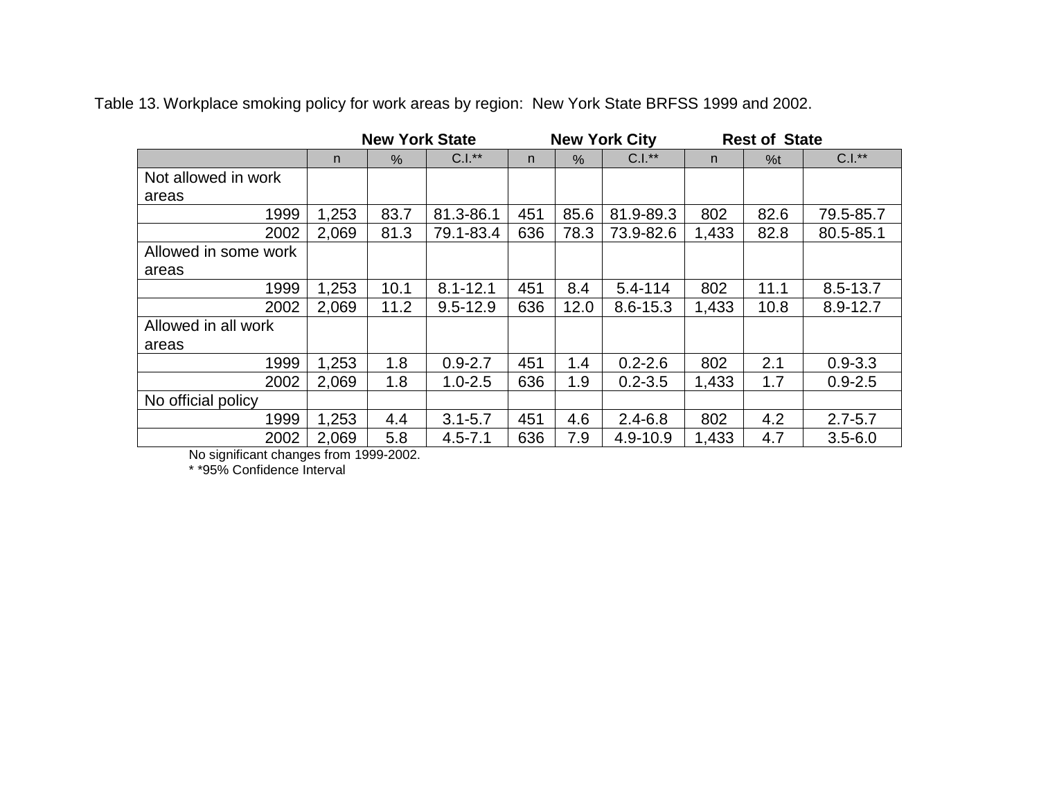Table 13. Workplace smoking policy for work areas by region: New York State BRFSS 1999 and 2002.

| | New York State | | | New York City | | | Rest of State | | |
|---|---|---|---|---|---|---|---|---|---|
| | n | % | C.I.** | n | % | C.I.** | n | %t | C.I.** |
| Not allowed in work areas | | | | | | | | | |
| 1999 | 1,253 | 83.7 | 81.3-86.1 | 451 | 85.6 | 81.9-89.3 | 802 | 82.6 | 79.5-85.7 |
| 2002 | 2,069 | 81.3 | 79.1-83.4 | 636 | 78.3 | 73.9-82.6 | 1,433 | 82.8 | 80.5-85.1 |
| Allowed in some work areas | | | | | | | | | |
| 1999 | 1,253 | 10.1 | 8.1-12.1 | 451 | 8.4 | 5.4-114 | 802 | 11.1 | 8.5-13.7 |
| 2002 | 2,069 | 11.2 | 9.5-12.9 | 636 | 12.0 | 8.6-15.3 | 1,433 | 10.8 | 8.9-12.7 |
| Allowed in all work areas | | | | | | | | | |
| 1999 | 1,253 | 1.8 | 0.9-2.7 | 451 | 1.4 | 0.2-2.6 | 802 | 2.1 | 0.9-3.3 |
| 2002 | 2,069 | 1.8 | 1.0-2.5 | 636 | 1.9 | 0.2-3.5 | 1,433 | 1.7 | 0.9-2.5 |
| No official policy | | | | | | | | | |
| 1999 | 1,253 | 4.4 | 3.1-5.7 | 451 | 4.6 | 2.4-6.8 | 802 | 4.2 | 2.7-5.7 |
| 2002 | 2,069 | 5.8 | 4.5-7.1 | 636 | 7.9 | 4.9-10.9 | 1,433 | 4.7 | 3.5-6.0 |

No significant changes from 1999-2002.

* *95% Confidence Interval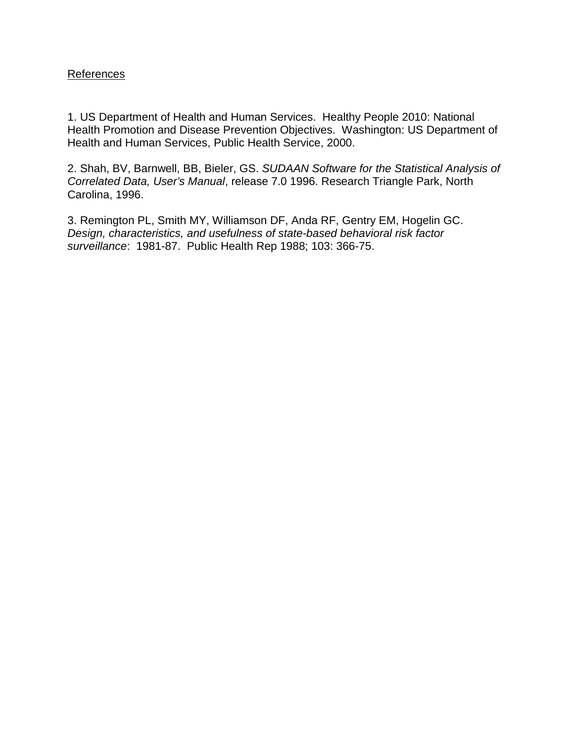## References

1. US Department of Health and Human Services. Healthy People 2010: National Health Promotion and Disease Prevention Objectives. Washington: US Department of Health and Human Services, Public Health Service, 2000.

2. Shah, BV, Barnwell, BB, Bieler, GS. *SUDAAN Software for the Statistical Analysis of Correlated Data, User's Manual*, release 7.0 1996. Research Triangle Park, North Carolina, 1996.

3. Remington PL, Smith MY, Williamson DF, Anda RF, Gentry EM, Hogelin GC. *Design, characteristics, and usefulness of state-based behavioral risk factor surveillance*: 1981-87. Public Health Rep 1988; 103: 366-75.